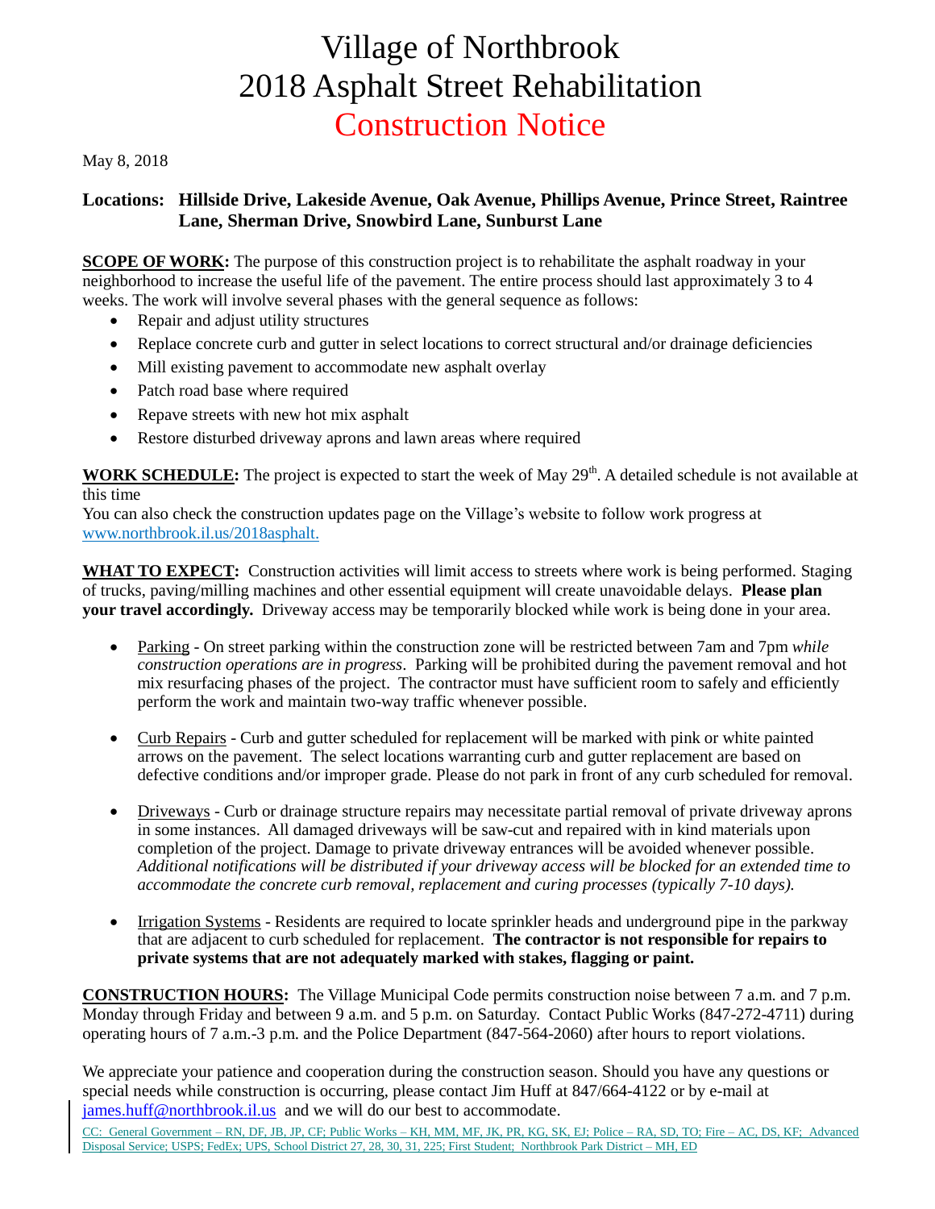# Village of Northbrook
# 2018 Asphalt Street Rehabilitation
# Construction Notice

May 8, 2018

**Locations: Hillside Drive, Lakeside Avenue, Oak Avenue, Phillips Avenue, Prince Street, Raintree Lane, Sherman Drive, Snowbird Lane, Sunburst Lane**

**SCOPE OF WORK:** The purpose of this construction project is to rehabilitate the asphalt roadway in your neighborhood to increase the useful life of the pavement. The entire process should last approximately 3 to 4 weeks. The work will involve several phases with the general sequence as follows:

- Repair and adjust utility structures
- Replace concrete curb and gutter in select locations to correct structural and/or drainage deficiencies
- Mill existing pavement to accommodate new asphalt overlay
- Patch road base where required
- Repave streets with new hot mix asphalt
- Restore disturbed driveway aprons and lawn areas where required

**WORK SCHEDULE:** The project is expected to start the week of May 29th. A detailed schedule is not available at this time

You can also check the construction updates page on the Village's website to follow work progress at www.northbrook.il.us/2018asphalt.

**WHAT TO EXPECT:** Construction activities will limit access to streets where work is being performed. Staging of trucks, paving/milling machines and other essential equipment will create unavoidable delays. **Please plan your travel accordingly.** Driveway access may be temporarily blocked while work is being done in your area.

- Parking - On street parking within the construction zone will be restricted between 7am and 7pm *while construction operations are in progress*. Parking will be prohibited during the pavement removal and hot mix resurfacing phases of the project. The contractor must have sufficient room to safely and efficiently perform the work and maintain two-way traffic whenever possible.

- Curb Repairs - Curb and gutter scheduled for replacement will be marked with pink or white painted arrows on the pavement. The select locations warranting curb and gutter replacement are based on defective conditions and/or improper grade. Please do not park in front of any curb scheduled for removal.

- Driveways - Curb or drainage structure repairs may necessitate partial removal of private driveway aprons in some instances. All damaged driveways will be saw-cut and repaired with in kind materials upon completion of the project. Damage to private driveway entrances will be avoided whenever possible. *Additional notifications will be distributed if your driveway access will be blocked for an extended time to accommodate the concrete curb removal, replacement and curing processes (typically 7-10 days).*

- Irrigation Systems - Residents are required to locate sprinkler heads and underground pipe in the parkway that are adjacent to curb scheduled for replacement. **The contractor is not responsible for repairs to private systems that are not adequately marked with stakes, flagging or paint.**

**CONSTRUCTION HOURS:** The Village Municipal Code permits construction noise between 7 a.m. and 7 p.m. Monday through Friday and between 9 a.m. and 5 p.m. on Saturday. Contact Public Works (847-272-4711) during operating hours of 7 a.m.-3 p.m. and the Police Department (847-564-2060) after hours to report violations.

We appreciate your patience and cooperation during the construction season. Should you have any questions or special needs while construction is occurring, please contact Jim Huff at 847/664-4122 or by e-mail at james.huff@northbrook.il.us and we will do our best to accommodate.

CC: General Government – RN, DF, JB, JP, CF; Public Works – KH, MM, MF, JK, PR, KG, SK, EJ; Police – RA, SD, TO; Fire – AC, DS, KF; Advanced Disposal Service; USPS; FedEx; UPS, School District 27, 28, 30, 31, 225; First Student; Northbrook Park District – MH, ED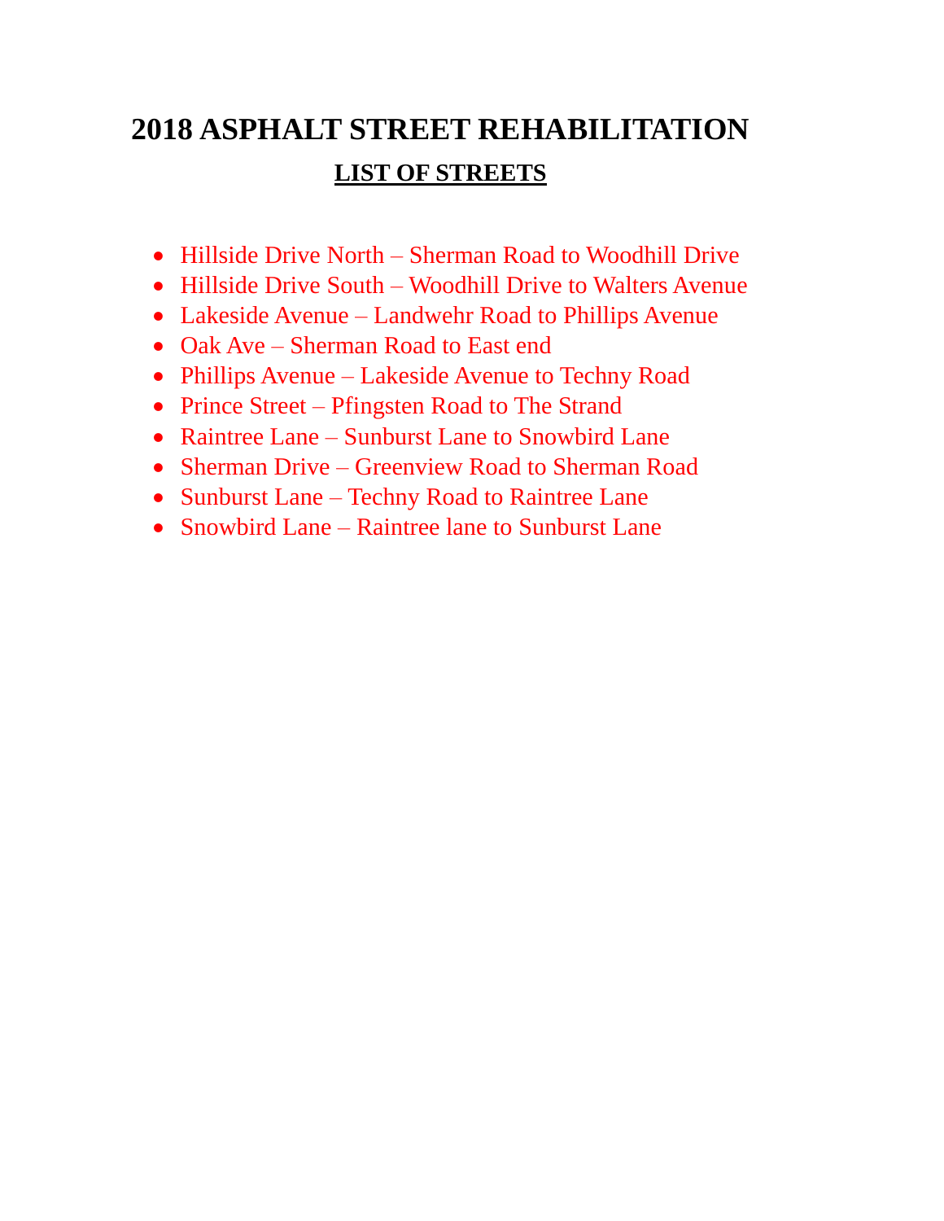# 2018 ASPHALT STREET REHABILITATION

## LIST OF STREETS

- Hillside Drive North – Sherman Road to Woodhill Drive
- Hillside Drive South – Woodhill Drive to Walters Avenue
- Lakeside Avenue – Landwehr Road to Phillips Avenue
- Oak Ave – Sherman Road to East end
- Phillips Avenue – Lakeside Avenue to Techny Road
- Prince Street – Pfingsten Road to The Strand
- Raintree Lane – Sunburst Lane to Snowbird Lane
- Sherman Drive – Greenview Road to Sherman Road
- Sunburst Lane – Techny Road to Raintree Lane
- Snowbird Lane – Raintree lane to Sunburst Lane